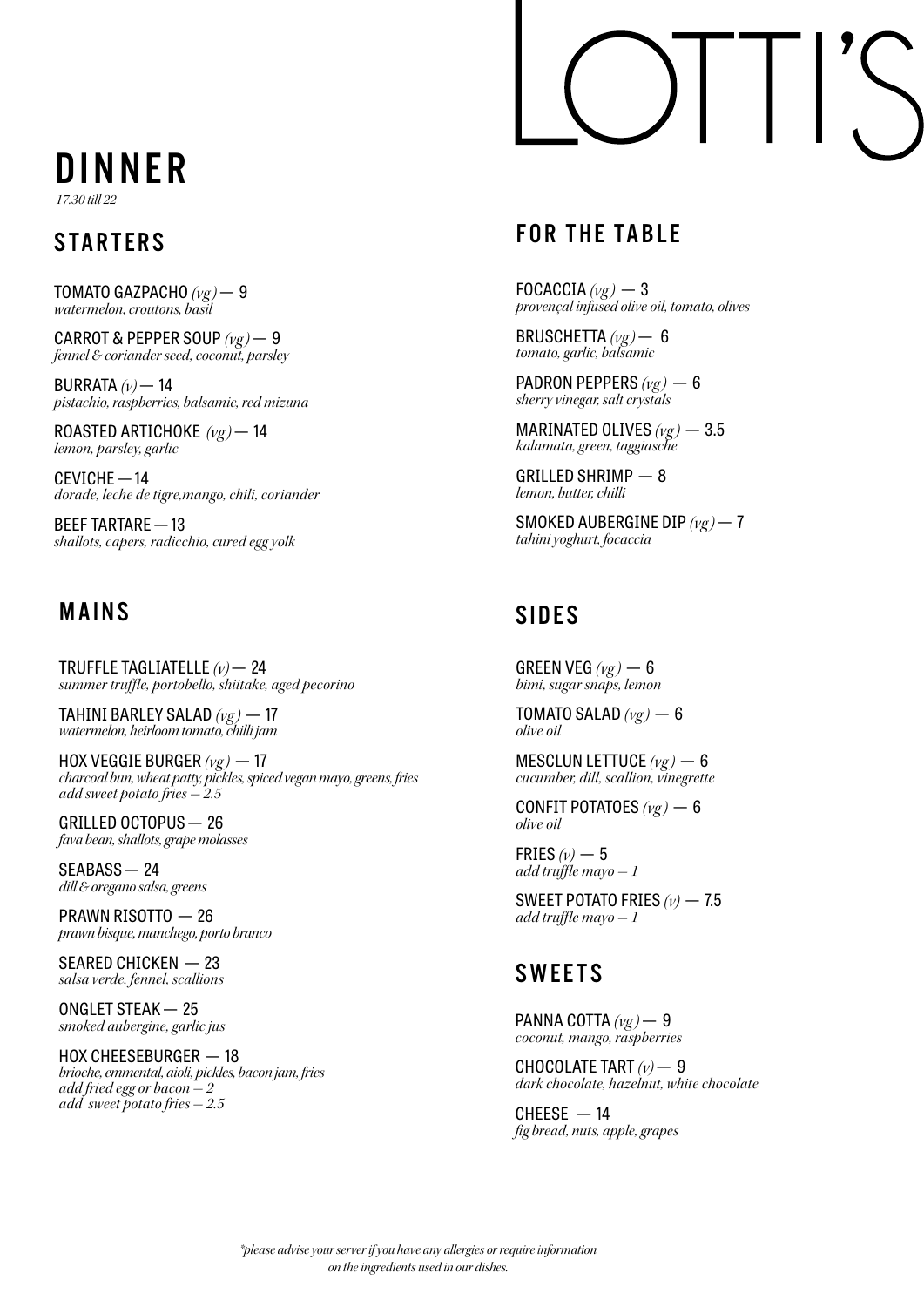# LOTTI'S

## DINNER

*17.30 till 22*

### STARTERS

TOMATO GAZPACHO *(vg)* — 9
*watermelon, croutons, basil*

CARROT & PEPPER SOUP *(vg)* — 9
*fennel & coriander seed, coconut, parsley*

BURRATA *(v)* — 14
*pistachio, raspberries, balsamic, red mizuna*

ROASTED ARTICHOKE *(vg)* — 14
*lemon, parsley, garlic*

CEVICHE — 14
*dorade, leche de tigre,mango, chili, coriander*

BEEF TARTARE — 13
*shallots, capers, radicchio, cured egg yolk*

### MAINS

TRUFFLE TAGLIATELLE *(v)* — 24
*summer truffle, portobello, shiitake, aged pecorino*

TAHINI BARLEY SALAD *(vg)* — 17
*watermelon, heirloom tomato, chilli jam*

HOX VEGGIE BURGER *(vg)* — 17
*charcoal bun, wheat patty, pickles, spiced vegan mayo, greens, fries*
*add sweet potato fries – 2.5*

GRILLED OCTOPUS — 26
*fava bean, shallots, grape molasses*

SEABASS — 24
*dill & oregano salsa, greens*

PRAWN RISOTTO — 26
*prawn bisque, manchego, porto branco*

SEARED CHICKEN — 23
*salsa verde, fennel, scallions*

ONGLET STEAK — 25
*smoked aubergine, garlic jus*

HOX CHEESEBURGER — 18
*brioche, emmental, aioli, pickles, bacon jam, fries*
*add fried egg or bacon – 2*
*add sweet potato fries – 2.5*

### FOR THE TABLE

FOCACCIA *(vg)* — 3
*provençal infused olive oil, tomato, olives*

BRUSCHETTA *(vg)* — 6
*tomato, garlic, balsamic*

PADRON PEPPERS *(vg)* — 6
*sherry vinegar, salt crystals*

MARINATED OLIVES *(vg)* — 3.5
*kalamata, green, taggiasche*

GRILLED SHRIMP — 8
*lemon, butter, chilli*

SMOKED AUBERGINE DIP *(vg)* — 7
*tahini yoghurt, focaccia*

### SIDES

GREEN VEG *(vg)* — 6
*bimi, sugar snaps, lemon*

TOMATO SALAD *(vg)* — 6
*olive oil*

MESCLUN LETTUCE *(vg)* — 6
*cucumber, dill, scallion, vinegrette*

CONFIT POTATOES *(vg)* — 6
*olive oil*

FRIES *(v)* — 5
*add truffle mayo – 1*

SWEET POTATO FRIES *(v)* — 7.5
*add truffle mayo – 1*

### SWEETS

PANNA COTTA *(vg)* — 9
*coconut, mango, raspberries*

CHOCOLATE TART *(v)* — 9
*dark chocolate, hazelnut, white chocolate*

CHEESE — 14
*fig bread, nuts, apple, grapes*

*\*please advise your server if you have any allergies or require information on the ingredients used in our dishes.*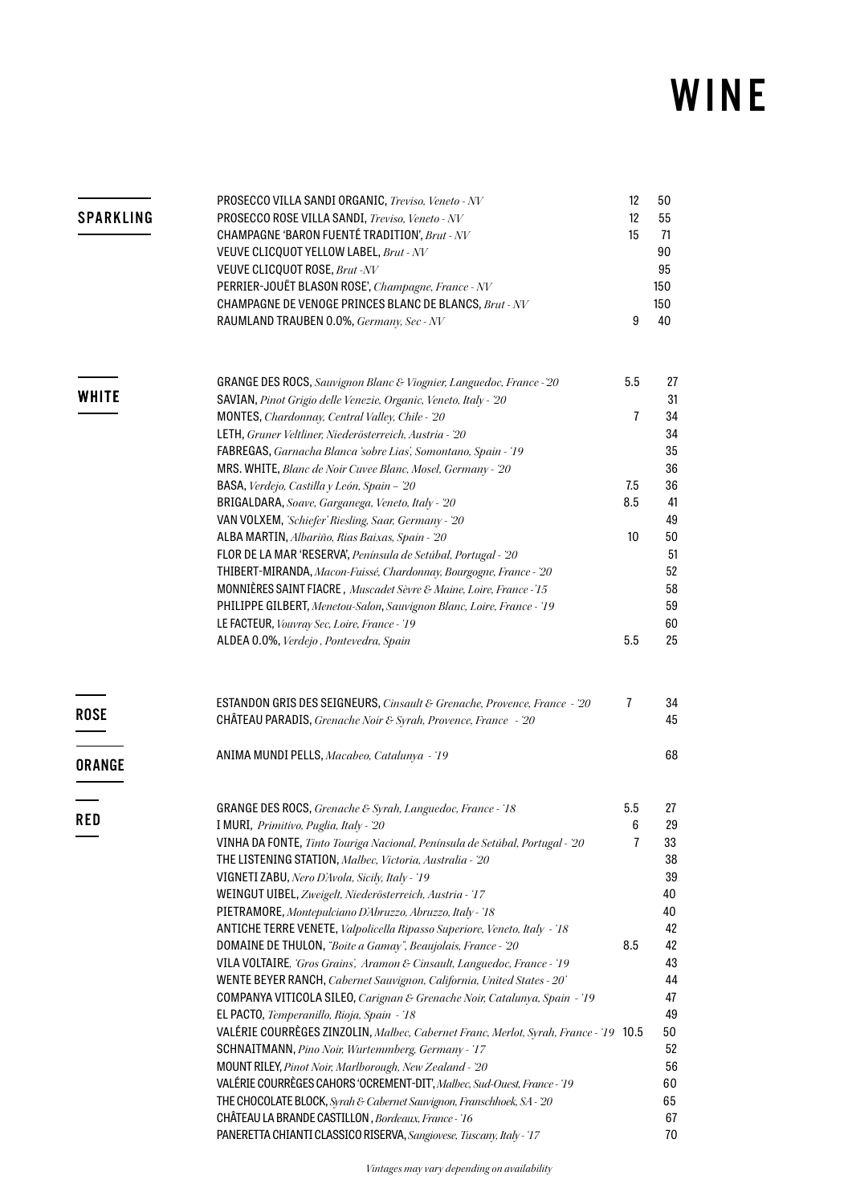# WINE

## SPARKLING

| | | |
|---|---|---|
| **PROSECCO VILLA SANDI ORGANIC,** *Treviso, Veneto - NV* | 12 | 50 |
| **PROSECCO ROSE VILLA SANDI,** *Treviso, Veneto - NV* | 12 | 55 |
| **CHAMPAGNE 'BARON FUENTÉ TRADITION',** *Brut - NV* | 15 | 71 |
| **VEUVE CLICQUOT YELLOW LABEL,** *Brut - NV* | | 90 |
| **VEUVE CLICQUOT ROSE,** *Brut -NV* | | 95 |
| **PERRIER-JOUËT BLASON ROSE',** *Champagne, France - NV* | | 150 |
| **CHAMPAGNE DE VENOGE PRINCES BLANC DE BLANCS,** *Brut - NV* | | 150 |
| **RAUMLAND TRAUBEN 0.0%,** *Germany, Sec - NV* | 9 | 40 |

## WHITE

| | | |
|---|---|---|
| **GRANGE DES ROCS,** *Sauvignon Blanc & Viognier, Languedoc, France -'20* | 5.5 | 27 |
| **SAVIAN,** *Pinot Grigio delle Venezie, Organic, Veneto, Italy - '20* | | 31 |
| **MONTES,** *Chardonnay, Central Valley, Chile - '20* | 7 | 34 |
| **LETH,** *Gruner Veltliner, Niederösterreich, Austria - '20* | | 34 |
| **FABREGAS,** *Garnacha Blanca 'sobre Lias', Somontano, Spain - '19* | | 35 |
| **MRS. WHITE,** *Blanc de Noir Cuvee Blanc, Mosel, Germany - '20* | | 36 |
| **BASA,** *Verdejo, Castilla y León, Spain – '20* | 7.5 | 36 |
| **BRIGALDARA,** *Soave, Garganega, Veneto, Italy - '20* | 8.5 | 41 |
| **VAN VOLXEM,** *'Schiefer' Riesling, Saar, Germany - '20* | | 49 |
| **ALBA MARTIN,** *Albariño, Rias Baixas, Spain - '20* | 10 | 50 |
| **FLOR DE LA MAR 'RESERVA',** *Península de Setúbal, Portugal - '20* | | 51 |
| **THIBERT-MIRANDA,** *Macon-Fuissé, Chardonnay, Bourgogne, France - '20* | | 52 |
| **MONNIÈRES SAINT FIACRE ,** *Muscadet Sèvre & Maine, Loire, France -'15* | | 58 |
| **PHILIPPE GILBERT,** *Menetou-Salon, Sauvignon Blanc, Loire, France - '19* | | 59 |
| **LE FACTEUR,** *Vouvray Sec, Loire, France - '19* | | 60 |
| **ALDEA 0.0%,** *Verdejo , Pontevedra, Spain* | 5.5 | 25 |

## ROSE

| | | |
|---|---|---|
| **ESTANDON GRIS DES SEIGNEURS,** *Cinsault & Grenache, Provence, France - '20* | 7 | 34 |
| **CHÂTEAU PARADIS,** *Grenache Noir & Syrah, Provence, France - '20* | | 45 |

## ORANGE

| | | |
|---|---|---|
| **ANIMA MUNDI PELLS,** *Macabeo, Catalunya - '19* | | 68 |

## RED

| | | |
|---|---|---|
| **GRANGE DES ROCS,** *Grenache & Syrah, Languedoc, France - '18* | 5.5 | 27 |
| **I MURI,** *Primitivo, Puglia, Italy - '20* | 6 | 29 |
| **VINHA DA FONTE,** *Tinto Touriga Nacional, Península de Setúbal, Portugal - '20* | 7 | 33 |
| **THE LISTENING STATION,** *Malbec, Victoria, Australia - '20* | | 38 |
| **VIGNETI ZABU,** *Nero D'Avola, Sicily, Italy - '19* | | 39 |
| **WEINGUT UIBEL,** *Zweigelt, Niederösterreich, Austria - '17* | | 40 |
| **PIETRAMORE,** *Montepulciano D'Abruzzo, Abruzzo, Italy - '18* | | 40 |
| **ANTICHE TERRE VENETE,** *Valpolicella Ripasso Superiore, Veneto, Italy - '18* | | 42 |
| **DOMAINE DE THULON,** *"Boite a Gamay", Beaujolais, France - '20* | 8.5 | 42 |
| **VILA VOLTAIRE,** *'Gros Grains', Aramon & Cinsault, Languedoc, France - '19* | | 43 |
| **WENTE BEYER RANCH,** *Cabernet Sauvignon, California, United States - 20'* | | 44 |
| **COMPANYA VITICOLA SILEO,** *Carignan & Grenache Noir, Catalunya, Spain - '19* | | 47 |
| **EL PACTO,** *Temperanillo, Rioja, Spain - '18* | | 49 |
| **VALÉRIE COURRÈGES ZINZOLIN,** *Malbec, Cabernet Franc, Merlot, Syrah, France - '19* | 10.5 | 50 |
| **SCHNAITMANN,** *Pino Noir, Wurtemmberg, Germany - '17* | | 52 |
| **MOUNT RILEY,** *Pinot Noir, Marlborough, New Zealand - '20* | | 56 |
| **VALÉRIE COURRÈGES CAHORS 'OCREMENT-DIT',** *Malbec, Sud-Ouest, France - '19* | | 60 |
| **THE CHOCOLATE BLOCK,** *Syrah & Cabernet Sauvignon, Franschhoek, SA - 20* | | 65 |
| **CHÂTEAU LA BRANDE CASTILLON ,** *Bordeaux, France - '16* | | 67 |
| **PANERETTA CHIANTI CLASSICO RISERVA,** *Sangiovese, Tuscany, Italy - '17* | | 70 |

*Vintages may vary depending on availability*